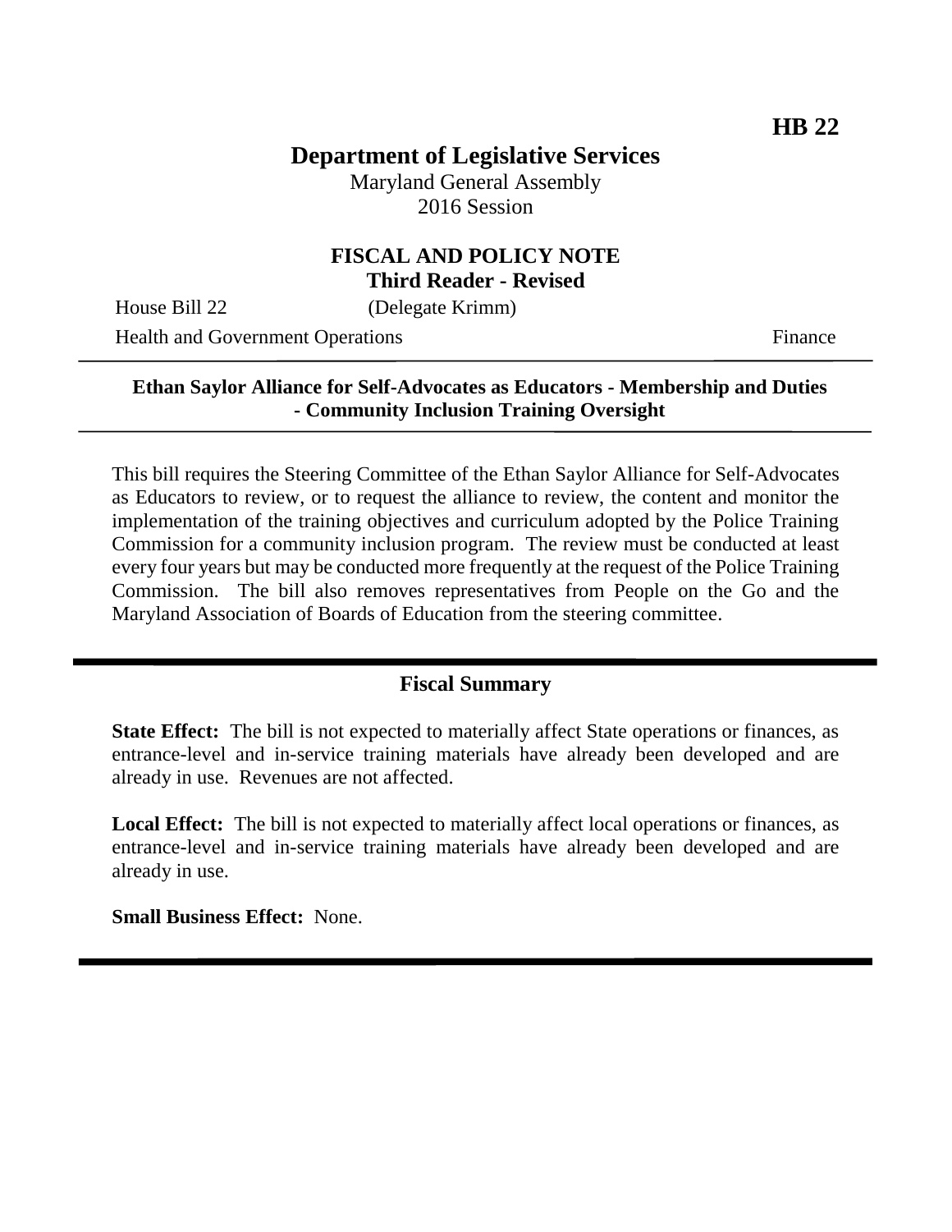**HB 22**

# Department of Legislative Services

Maryland General Assembly
2016 Session

## FISCAL AND POLICY NOTE
**Third Reader - Revised**

House Bill 22 (Delegate Krimm)

Health and Government Operations Finance

---

**Ethan Saylor Alliance for Self-Advocates as Educators - Membership and Duties - Community Inclusion Training Oversight**

---

This bill requires the Steering Committee of the Ethan Saylor Alliance for Self-Advocates as Educators to review, or to request the alliance to review, the content and monitor the implementation of the training objectives and curriculum adopted by the Police Training Commission for a community inclusion program. The review must be conducted at least every four years but may be conducted more frequently at the request of the Police Training Commission. The bill also removes representatives from People on the Go and the Maryland Association of Boards of Education from the steering committee.

---

## Fiscal Summary

**State Effect:** The bill is not expected to materially affect State operations or finances, as entrance-level and in-service training materials have already been developed and are already in use. Revenues are not affected.

**Local Effect:** The bill is not expected to materially affect local operations or finances, as entrance-level and in-service training materials have already been developed and are already in use.

**Small Business Effect:** None.

---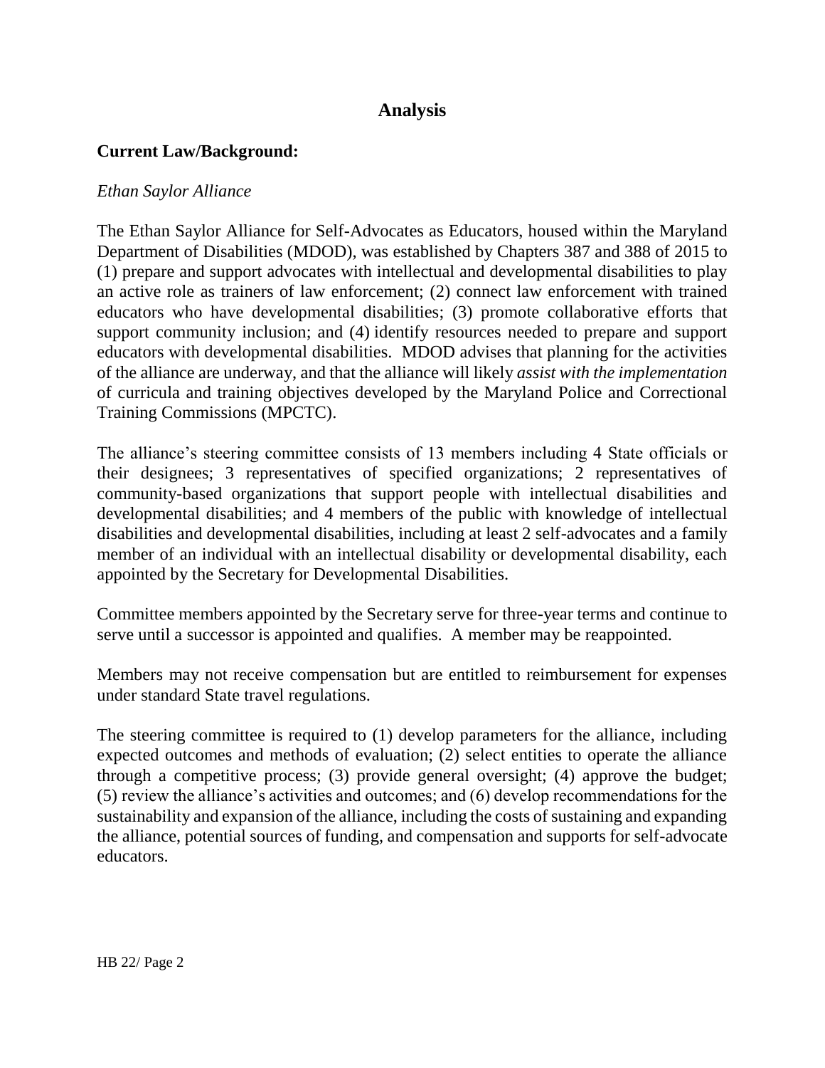# Analysis

## Current Law/Background:

*Ethan Saylor Alliance*

The Ethan Saylor Alliance for Self-Advocates as Educators, housed within the Maryland Department of Disabilities (MDOD), was established by Chapters 387 and 388 of 2015 to (1) prepare and support advocates with intellectual and developmental disabilities to play an active role as trainers of law enforcement; (2) connect law enforcement with trained educators who have developmental disabilities; (3) promote collaborative efforts that support community inclusion; and (4) identify resources needed to prepare and support educators with developmental disabilities. MDOD advises that planning for the activities of the alliance are underway, and that the alliance will likely *assist with the implementation* of curricula and training objectives developed by the Maryland Police and Correctional Training Commissions (MPCTC).

The alliance's steering committee consists of 13 members including 4 State officials or their designees; 3 representatives of specified organizations; 2 representatives of community-based organizations that support people with intellectual disabilities and developmental disabilities; and 4 members of the public with knowledge of intellectual disabilities and developmental disabilities, including at least 2 self-advocates and a family member of an individual with an intellectual disability or developmental disability, each appointed by the Secretary for Developmental Disabilities.

Committee members appointed by the Secretary serve for three-year terms and continue to serve until a successor is appointed and qualifies. A member may be reappointed.

Members may not receive compensation but are entitled to reimbursement for expenses under standard State travel regulations.

The steering committee is required to (1) develop parameters for the alliance, including expected outcomes and methods of evaluation; (2) select entities to operate the alliance through a competitive process; (3) provide general oversight; (4) approve the budget; (5) review the alliance's activities and outcomes; and (6) develop recommendations for the sustainability and expansion of the alliance, including the costs of sustaining and expanding the alliance, potential sources of funding, and compensation and supports for self-advocate educators.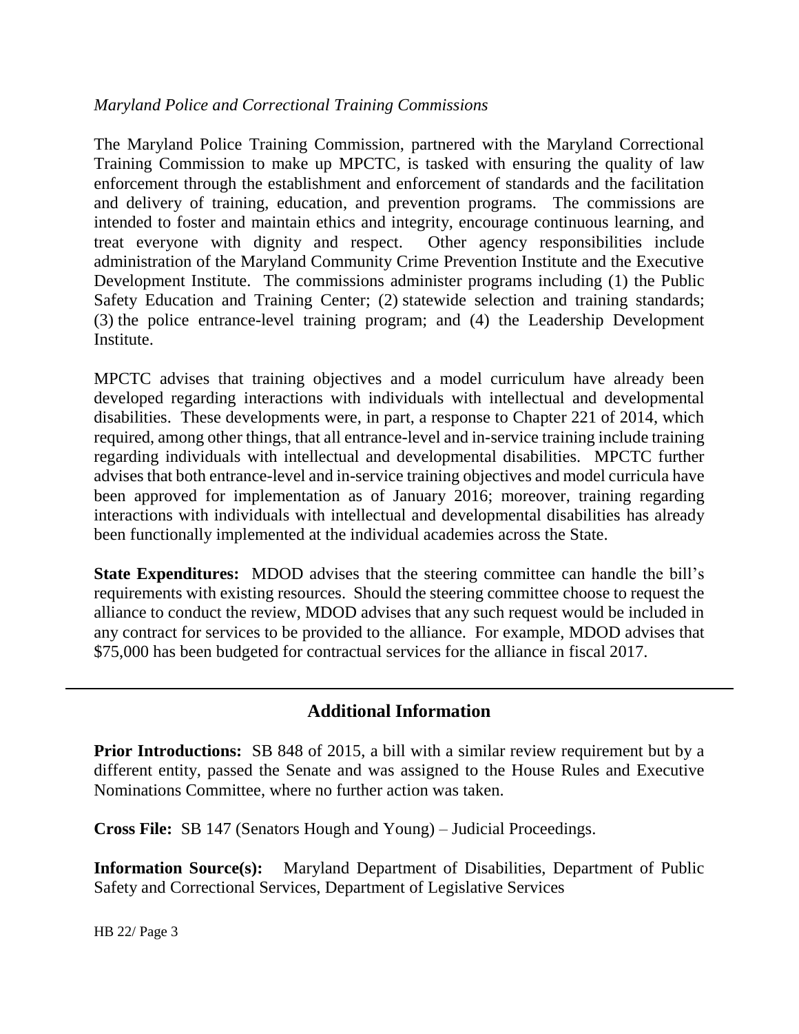*Maryland Police and Correctional Training Commissions*

The Maryland Police Training Commission, partnered with the Maryland Correctional Training Commission to make up MPCTC, is tasked with ensuring the quality of law enforcement through the establishment and enforcement of standards and the facilitation and delivery of training, education, and prevention programs. The commissions are intended to foster and maintain ethics and integrity, encourage continuous learning, and treat everyone with dignity and respect. Other agency responsibilities include administration of the Maryland Community Crime Prevention Institute and the Executive Development Institute. The commissions administer programs including (1) the Public Safety Education and Training Center; (2) statewide selection and training standards; (3) the police entrance-level training program; and (4) the Leadership Development Institute.

MPCTC advises that training objectives and a model curriculum have already been developed regarding interactions with individuals with intellectual and developmental disabilities. These developments were, in part, a response to Chapter 221 of 2014, which required, among other things, that all entrance-level and in-service training include training regarding individuals with intellectual and developmental disabilities. MPCTC further advises that both entrance-level and in-service training objectives and model curricula have been approved for implementation as of January 2016; moreover, training regarding interactions with individuals with intellectual and developmental disabilities has already been functionally implemented at the individual academies across the State.

**State Expenditures:** MDOD advises that the steering committee can handle the bill's requirements with existing resources. Should the steering committee choose to request the alliance to conduct the review, MDOD advises that any such request would be included in any contract for services to be provided to the alliance. For example, MDOD advises that $75,000 has been budgeted for contractual services for the alliance in fiscal 2017.

## Additional Information

**Prior Introductions:** SB 848 of 2015, a bill with a similar review requirement but by a different entity, passed the Senate and was assigned to the House Rules and Executive Nominations Committee, where no further action was taken.

**Cross File:** SB 147 (Senators Hough and Young) – Judicial Proceedings.

**Information Source(s):** Maryland Department of Disabilities, Department of Public Safety and Correctional Services, Department of Legislative Services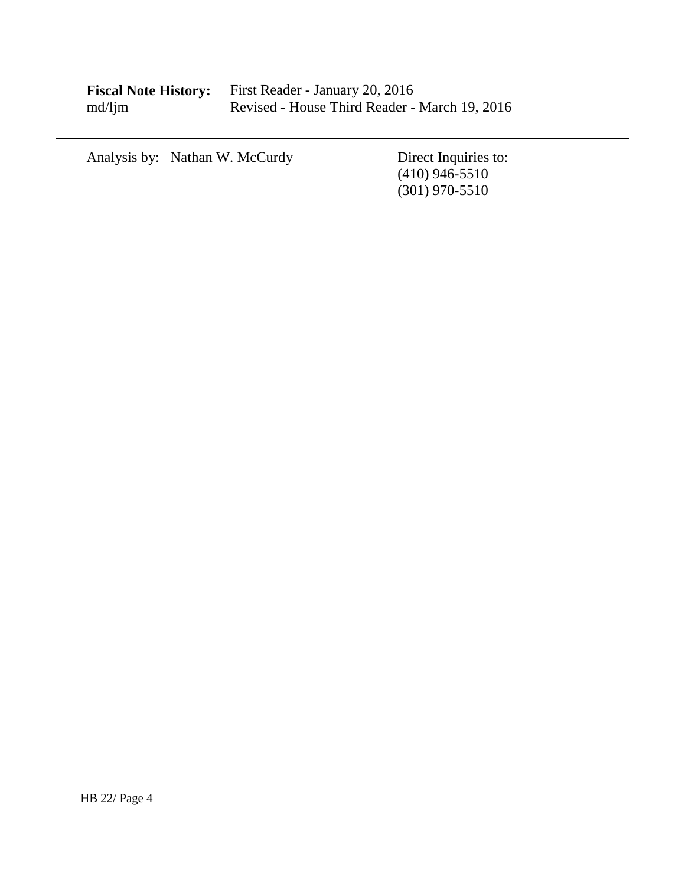**Fiscal Note History:** First Reader - January 20, 2016
md/ljm Revised - House Third Reader - March 19, 2016

---

Analysis by: Nathan W. McCurdy

Direct Inquiries to:
(410) 946-5510
(301) 970-5510